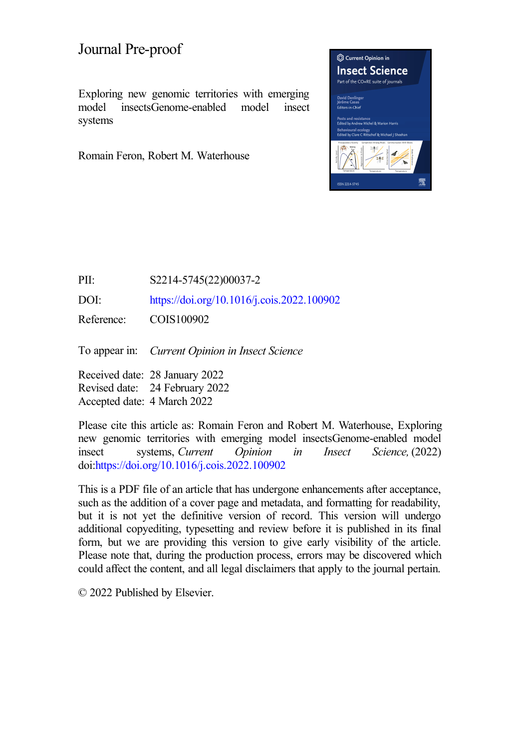Journal Pre-proof

Exploring new genomic territories with emerging model insectsGenome-enabled model insect systems

Romain Feron, Robert M. Waterhouse

PII: S2214-5745(22)00037-2

DOI: https://doi.org/10.1016/j.cois.2022.100902

Reference: COIS100902

To appear in: *Current Opinion in Insect Science*

Received date: 28 January 2022

Revised date: 24 February 2022

Accepted date: 4 March 2022

Please cite this article as: Romain Feron and Robert M. Waterhouse, Exploring new genomic territories with emerging model insectsGenome-enabled model insect systems, *Current Opinion in Insect Science,* (2022) doi:https://doi.org/10.1016/j.cois.2022.100902

This is a PDF file of an article that has undergone enhancements after acceptance, such as the addition of a cover page and metadata, and formatting for readability, but it is not yet the definitive version of record. This version will undergo additional copyediting, typesetting and review before it is published in its final form, but we are providing this version to give early visibility of the article. Please note that, during the production process, errors may be discovered which could affect the content, and all legal disclaimers that apply to the journal pertain.

© 2022 Published by Elsevier.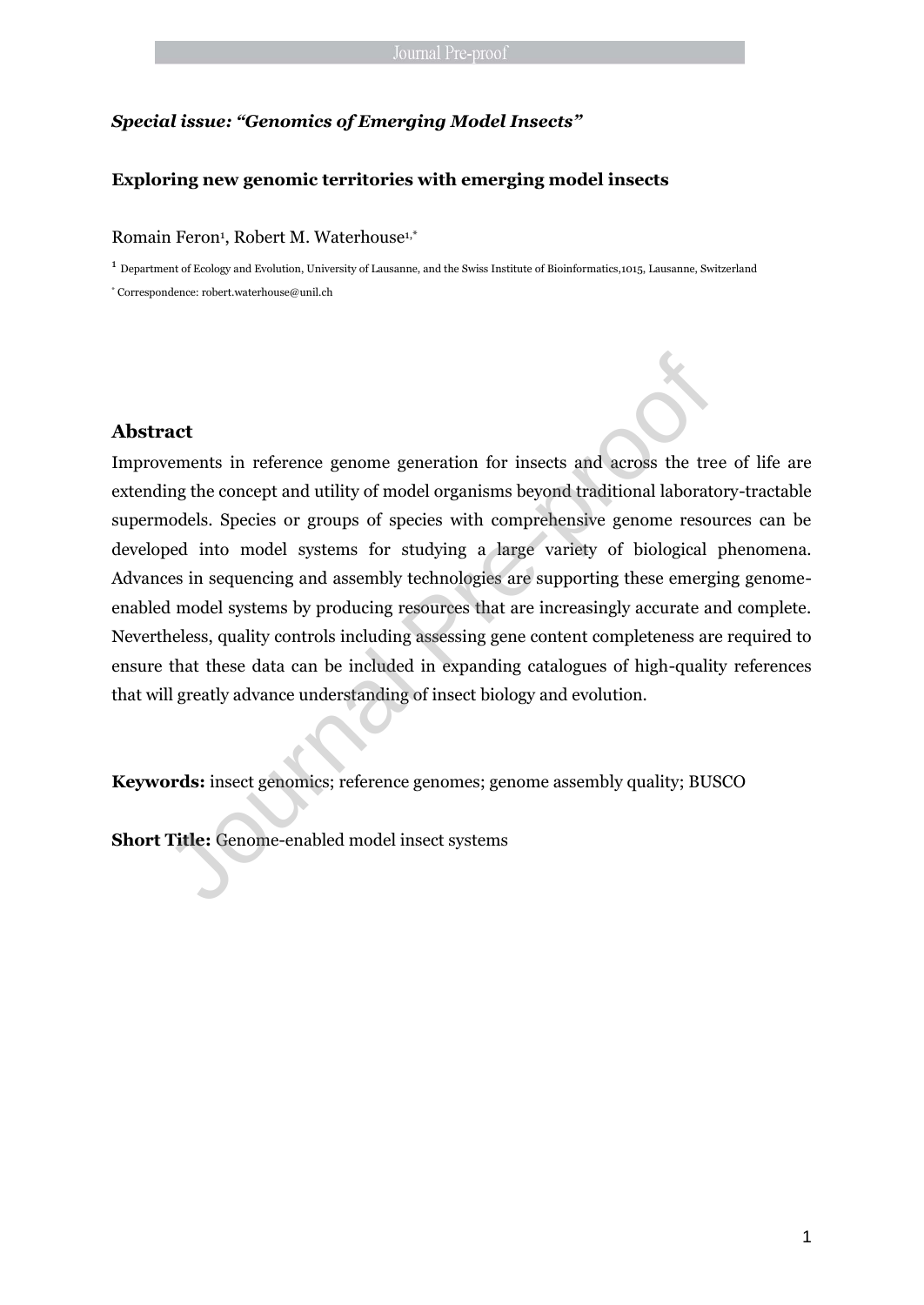***Special issue: "Genomics of Emerging Model Insects"***

**Exploring new genomic territories with emerging model insects**

Romain Feron[1], Robert M. Waterhouse[1,*]

[1] Department of Ecology and Evolution, University of Lausanne, and the Swiss Institute of Bioinformatics,1015, Lausanne, Switzerland

[*] Correspondence: robert.waterhouse@unil.ch

## Abstract

Improvements in reference genome generation for insects and across the tree of life are extending the concept and utility of model organisms beyond traditional laboratory-tractable supermodels. Species or groups of species with comprehensive genome resources can be developed into model systems for studying a large variety of biological phenomena. Advances in sequencing and assembly technologies are supporting these emerging genome-enabled model systems by producing resources that are increasingly accurate and complete. Nevertheless, quality controls including assessing gene content completeness are required to ensure that these data can be included in expanding catalogues of high-quality references that will greatly advance understanding of insect biology and evolution.

**Keywords:** insect genomics; reference genomes; genome assembly quality; BUSCO

**Short Title:** Genome-enabled model insect systems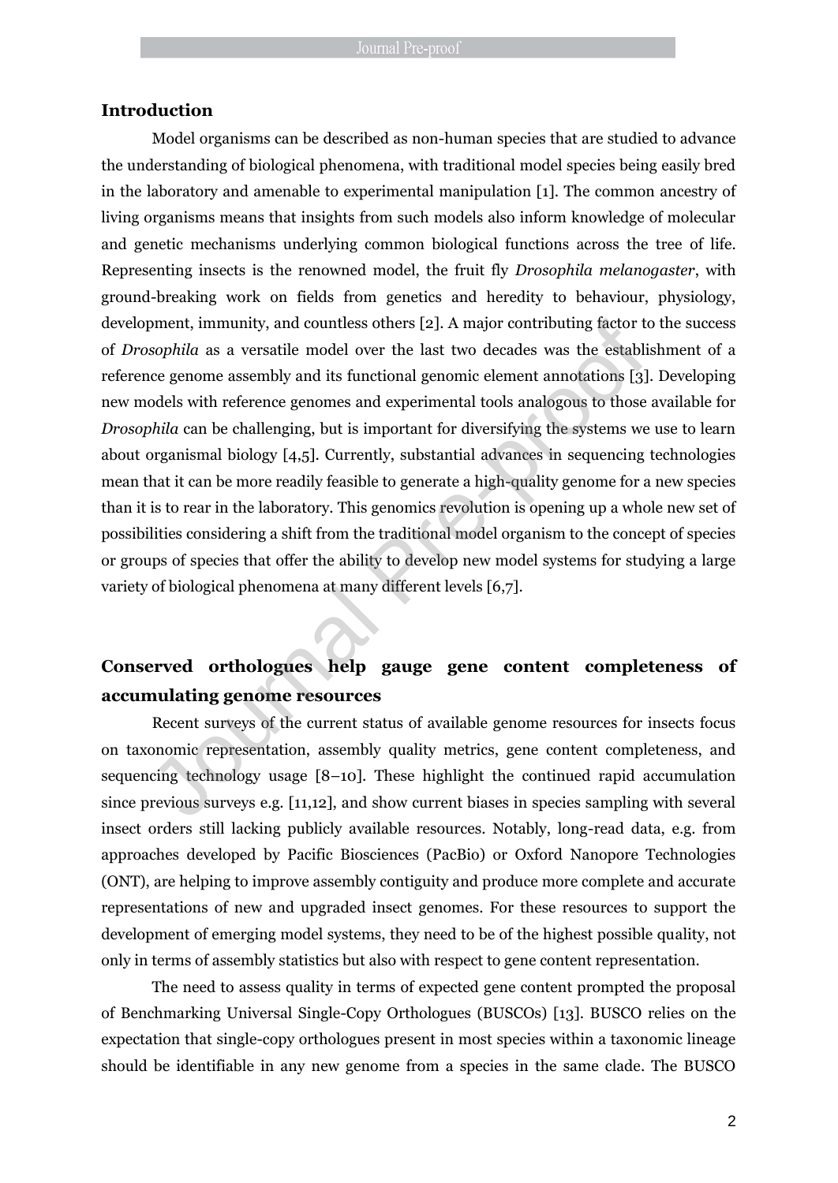## Introduction

Model organisms can be described as non-human species that are studied to advance the understanding of biological phenomena, with traditional model species being easily bred in the laboratory and amenable to experimental manipulation [1]. The common ancestry of living organisms means that insights from such models also inform knowledge of molecular and genetic mechanisms underlying common biological functions across the tree of life. Representing insects is the renowned model, the fruit fly *Drosophila melanogaster*, with ground-breaking work on fields from genetics and heredity to behaviour, physiology, development, immunity, and countless others [2]. A major contributing factor to the success of *Drosophila* as a versatile model over the last two decades was the establishment of a reference genome assembly and its functional genomic element annotations [3]. Developing new models with reference genomes and experimental tools analogous to those available for *Drosophila* can be challenging, but is important for diversifying the systems we use to learn about organismal biology [4,5]. Currently, substantial advances in sequencing technologies mean that it can be more readily feasible to generate a high-quality genome for a new species than it is to rear in the laboratory. This genomics revolution is opening up a whole new set of possibilities considering a shift from the traditional model organism to the concept of species or groups of species that offer the ability to develop new model systems for studying a large variety of biological phenomena at many different levels [6,7].

## Conserved orthologues help gauge gene content completeness of accumulating genome resources

Recent surveys of the current status of available genome resources for insects focus on taxonomic representation, assembly quality metrics, gene content completeness, and sequencing technology usage [8–10]. These highlight the continued rapid accumulation since previous surveys e.g. [11,12], and show current biases in species sampling with several insect orders still lacking publicly available resources. Notably, long-read data, e.g. from approaches developed by Pacific Biosciences (PacBio) or Oxford Nanopore Technologies (ONT), are helping to improve assembly contiguity and produce more complete and accurate representations of new and upgraded insect genomes. For these resources to support the development of emerging model systems, they need to be of the highest possible quality, not only in terms of assembly statistics but also with respect to gene content representation.

The need to assess quality in terms of expected gene content prompted the proposal of Benchmarking Universal Single-Copy Orthologues (BUSCOs) [13]. BUSCO relies on the expectation that single-copy orthologues present in most species within a taxonomic lineage should be identifiable in any new genome from a species in the same clade. The BUSCO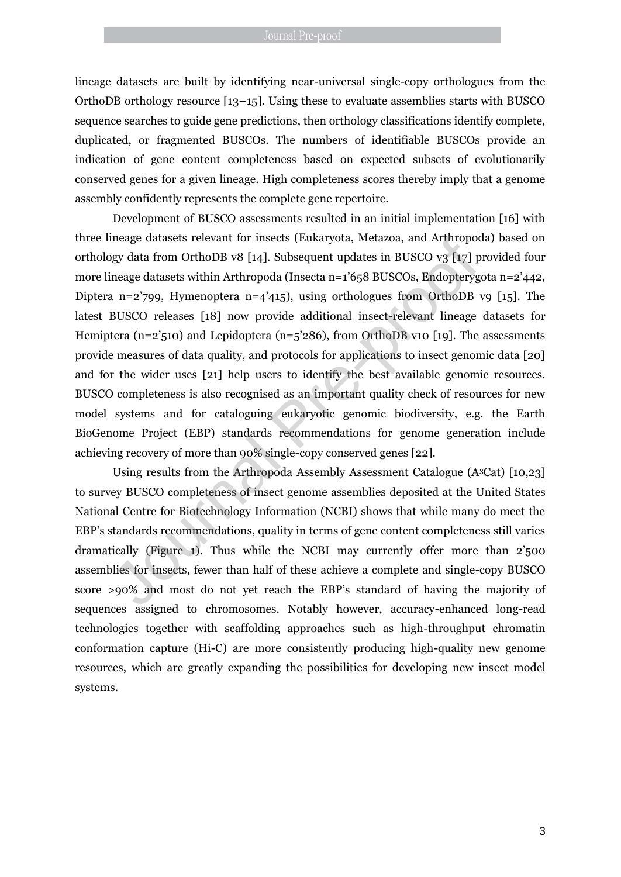lineage datasets are built by identifying near-universal single-copy orthologues from the OrthoDB orthology resource [13–15]. Using these to evaluate assemblies starts with BUSCO sequence searches to guide gene predictions, then orthology classifications identify complete, duplicated, or fragmented BUSCOs. The numbers of identifiable BUSCOs provide an indication of gene content completeness based on expected subsets of evolutionarily conserved genes for a given lineage. High completeness scores thereby imply that a genome assembly confidently represents the complete gene repertoire.

Development of BUSCO assessments resulted in an initial implementation [16] with three lineage datasets relevant for insects (Eukaryota, Metazoa, and Arthropoda) based on orthology data from OrthoDB v8 [14]. Subsequent updates in BUSCO v3 [17] provided four more lineage datasets within Arthropoda (Insecta n=1'658 BUSCOs, Endopterygota n=2'442, Diptera n=2'799, Hymenoptera n=4'415), using orthologues from OrthoDB v9 [15]. The latest BUSCO releases [18] now provide additional insect-relevant lineage datasets for Hemiptera (n=2'510) and Lepidoptera (n=5'286), from OrthoDB v10 [19]. The assessments provide measures of data quality, and protocols for applications to insect genomic data [20] and for the wider uses [21] help users to identify the best available genomic resources. BUSCO completeness is also recognised as an important quality check of resources for new model systems and for cataloguing eukaryotic genomic biodiversity, e.g. the Earth BioGenome Project (EBP) standards recommendations for genome generation include achieving recovery of more than 90% single-copy conserved genes [22].

Using results from the Arthropoda Assembly Assessment Catalogue (A3Cat) [10,23] to survey BUSCO completeness of insect genome assemblies deposited at the United States National Centre for Biotechnology Information (NCBI) shows that while many do meet the EBP's standards recommendations, quality in terms of gene content completeness still varies dramatically (Figure 1). Thus while the NCBI may currently offer more than 2'500 assemblies for insects, fewer than half of these achieve a complete and single-copy BUSCO score >90% and most do not yet reach the EBP's standard of having the majority of sequences assigned to chromosomes. Notably however, accuracy-enhanced long-read technologies together with scaffolding approaches such as high-throughput chromatin conformation capture (Hi-C) are more consistently producing high-quality new genome resources, which are greatly expanding the possibilities for developing new insect model systems.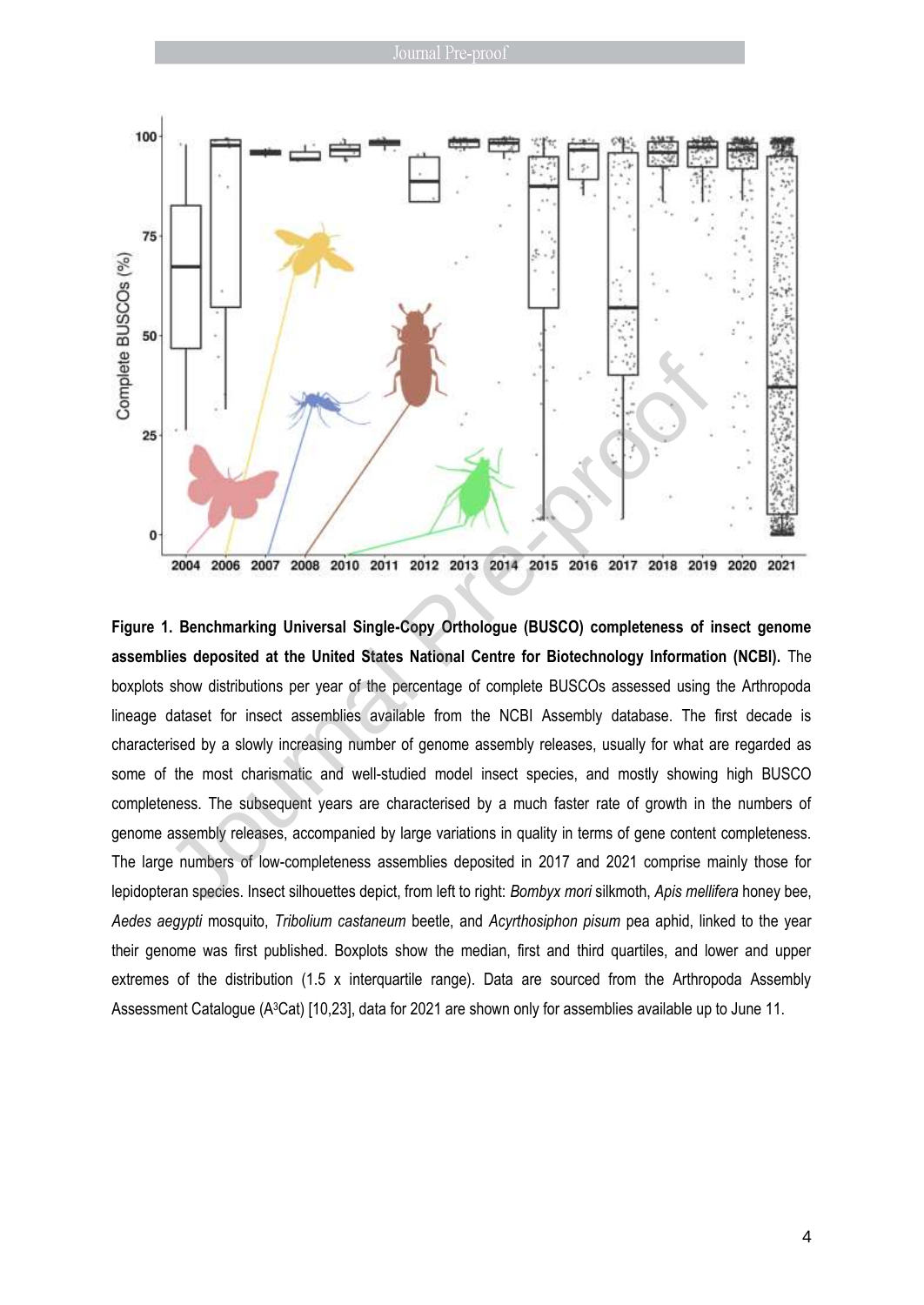Complete BUSCOs (%)

100

75

50

25

0

2004 2006 2007 2008 2010 2011 2012 2013 2014 2015 2016 2017 2018 2019 2020 2021

**Figure 1. Benchmarking Universal Single-Copy Orthologue (BUSCO) completeness of insect genome assemblies deposited at the United States National Centre for Biotechnology Information (NCBI).** The boxplots show distributions per year of the percentage of complete BUSCOs assessed using the Arthropoda lineage dataset for insect assemblies available from the NCBI Assembly database. The first decade is characterised by a slowly increasing number of genome assembly releases, usually for what are regarded as some of the most charismatic and well-studied model insect species, and mostly showing high BUSCO completeness. The subsequent years are characterised by a much faster rate of growth in the numbers of genome assembly releases, accompanied by large variations in quality in terms of gene content completeness. The large numbers of low-completeness assemblies deposited in 2017 and 2021 comprise mainly those for lepidopteran species. Insect silhouettes depict, from left to right: *Bombyx mori* silkmoth, *Apis mellifera* honey bee, *Aedes aegypti* mosquito, *Tribolium castaneum* beetle, and *Acyrthosiphon pisum* pea aphid, linked to the year their genome was first published. Boxplots show the median, first and third quartiles, and lower and upper extremes of the distribution (1.5 x interquartile range). Data are sourced from the Arthropoda Assembly Assessment Catalogue (A[3]Cat) [10,23], data for 2021 are shown only for assemblies available up to June 11.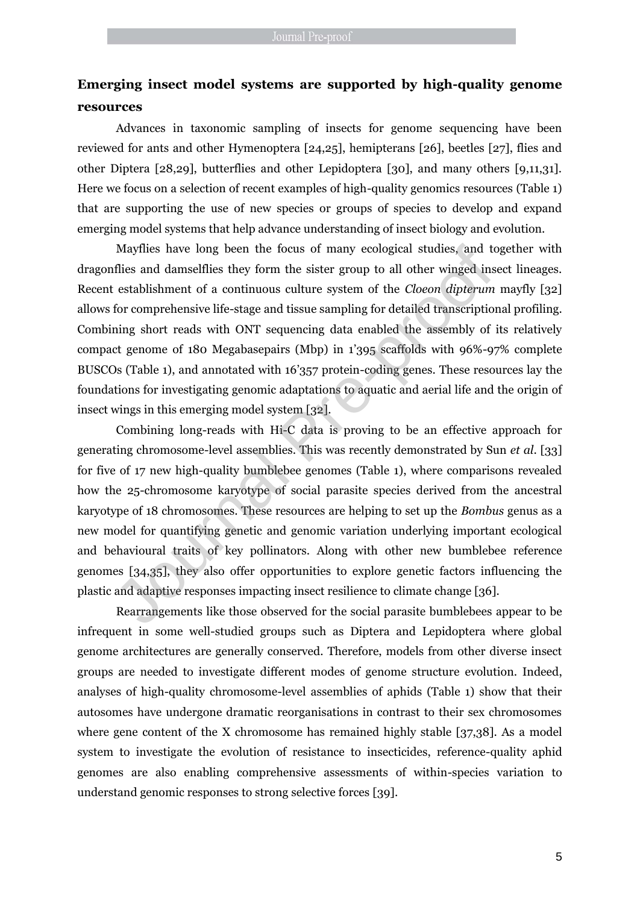## Emerging insect model systems are supported by high-quality genome resources

Advances in taxonomic sampling of insects for genome sequencing have been reviewed for ants and other Hymenoptera [24,25], hemipterans [26], beetles [27], flies and other Diptera [28,29], butterflies and other Lepidoptera [30], and many others [9,11,31]. Here we focus on a selection of recent examples of high-quality genomics resources (Table 1) that are supporting the use of new species or groups of species to develop and expand emerging model systems that help advance understanding of insect biology and evolution.

Mayflies have long been the focus of many ecological studies, and together with dragonflies and damselflies they form the sister group to all other winged insect lineages. Recent establishment of a continuous culture system of the *Cloeon dipterum* mayfly [32] allows for comprehensive life-stage and tissue sampling for detailed transcriptional profiling. Combining short reads with ONT sequencing data enabled the assembly of its relatively compact genome of 180 Megabasepairs (Mbp) in 1'395 scaffolds with 96%-97% complete BUSCOs (Table 1), and annotated with 16'357 protein-coding genes. These resources lay the foundations for investigating genomic adaptations to aquatic and aerial life and the origin of insect wings in this emerging model system [32].

Combining long-reads with Hi-C data is proving to be an effective approach for generating chromosome-level assemblies. This was recently demonstrated by Sun *et al.* [33] for five of 17 new high-quality bumblebee genomes (Table 1), where comparisons revealed how the 25-chromosome karyotype of social parasite species derived from the ancestral karyotype of 18 chromosomes. These resources are helping to set up the *Bombus* genus as a new model for quantifying genetic and genomic variation underlying important ecological and behavioural traits of key pollinators. Along with other new bumblebee reference genomes [34,35], they also offer opportunities to explore genetic factors influencing the plastic and adaptive responses impacting insect resilience to climate change [36].

Rearrangements like those observed for the social parasite bumblebees appear to be infrequent in some well-studied groups such as Diptera and Lepidoptera where global genome architectures are generally conserved. Therefore, models from other diverse insect groups are needed to investigate different modes of genome structure evolution. Indeed, analyses of high-quality chromosome-level assemblies of aphids (Table 1) show that their autosomes have undergone dramatic reorganisations in contrast to their sex chromosomes where gene content of the X chromosome has remained highly stable [37,38]. As a model system to investigate the evolution of resistance to insecticides, reference-quality aphid genomes are also enabling comprehensive assessments of within-species variation to understand genomic responses to strong selective forces [39].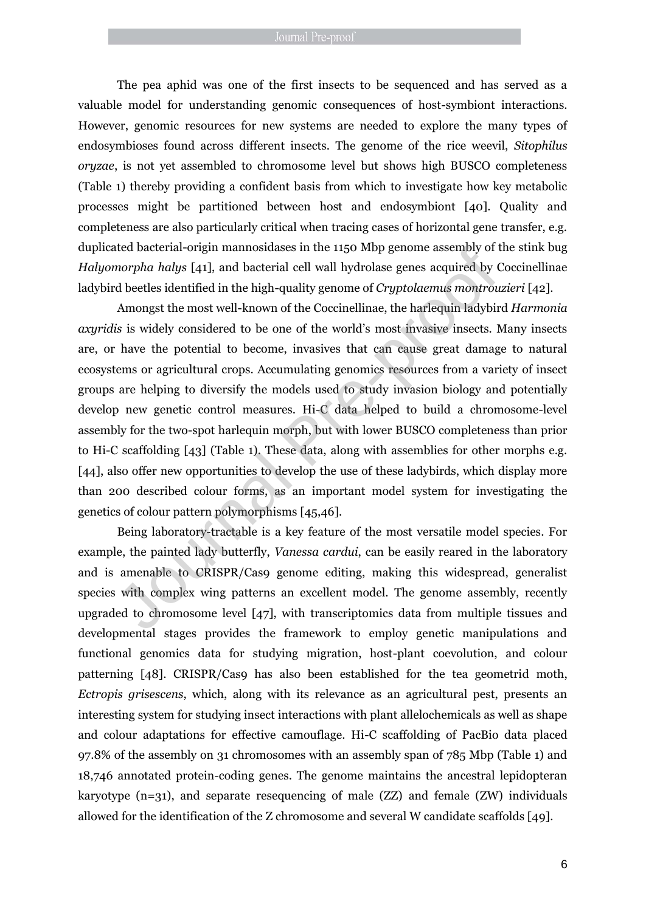The pea aphid was one of the first insects to be sequenced and has served as a valuable model for understanding genomic consequences of host-symbiont interactions. However, genomic resources for new systems are needed to explore the many types of endosymbioses found across different insects. The genome of the rice weevil, *Sitophilus oryzae*, is not yet assembled to chromosome level but shows high BUSCO completeness (Table 1) thereby providing a confident basis from which to investigate how key metabolic processes might be partitioned between host and endosymbiont [40]. Quality and completeness are also particularly critical when tracing cases of horizontal gene transfer, e.g. duplicated bacterial-origin mannosidases in the 1150 Mbp genome assembly of the stink bug *Halyomorpha halys* [41], and bacterial cell wall hydrolase genes acquired by Coccinellinae ladybird beetles identified in the high-quality genome of *Cryptolaemus montrouzieri* [42].

Amongst the most well-known of the Coccinellinae, the harlequin ladybird *Harmonia axyridis* is widely considered to be one of the world's most invasive insects. Many insects are, or have the potential to become, invasives that can cause great damage to natural ecosystems or agricultural crops. Accumulating genomics resources from a variety of insect groups are helping to diversify the models used to study invasion biology and potentially develop new genetic control measures. Hi-C data helped to build a chromosome-level assembly for the two-spot harlequin morph, but with lower BUSCO completeness than prior to Hi-C scaffolding [43] (Table 1). These data, along with assemblies for other morphs e.g. [44], also offer new opportunities to develop the use of these ladybirds, which display more than 200 described colour forms, as an important model system for investigating the genetics of colour pattern polymorphisms [45,46].

Being laboratory-tractable is a key feature of the most versatile model species. For example, the painted lady butterfly, *Vanessa cardui*, can be easily reared in the laboratory and is amenable to CRISPR/Cas9 genome editing, making this widespread, generalist species with complex wing patterns an excellent model. The genome assembly, recently upgraded to chromosome level [47], with transcriptomics data from multiple tissues and developmental stages provides the framework to employ genetic manipulations and functional genomics data for studying migration, host-plant coevolution, and colour patterning [48]. CRISPR/Cas9 has also been established for the tea geometrid moth, *Ectropis grisescens*, which, along with its relevance as an agricultural pest, presents an interesting system for studying insect interactions with plant allelochemicals as well as shape and colour adaptations for effective camouflage. Hi-C scaffolding of PacBio data placed 97.8% of the assembly on 31 chromosomes with an assembly span of 785 Mbp (Table 1) and 18,746 annotated protein-coding genes. The genome maintains the ancestral lepidopteran karyotype (n=31), and separate resequencing of male (ZZ) and female (ZW) individuals allowed for the identification of the Z chromosome and several W candidate scaffolds [49].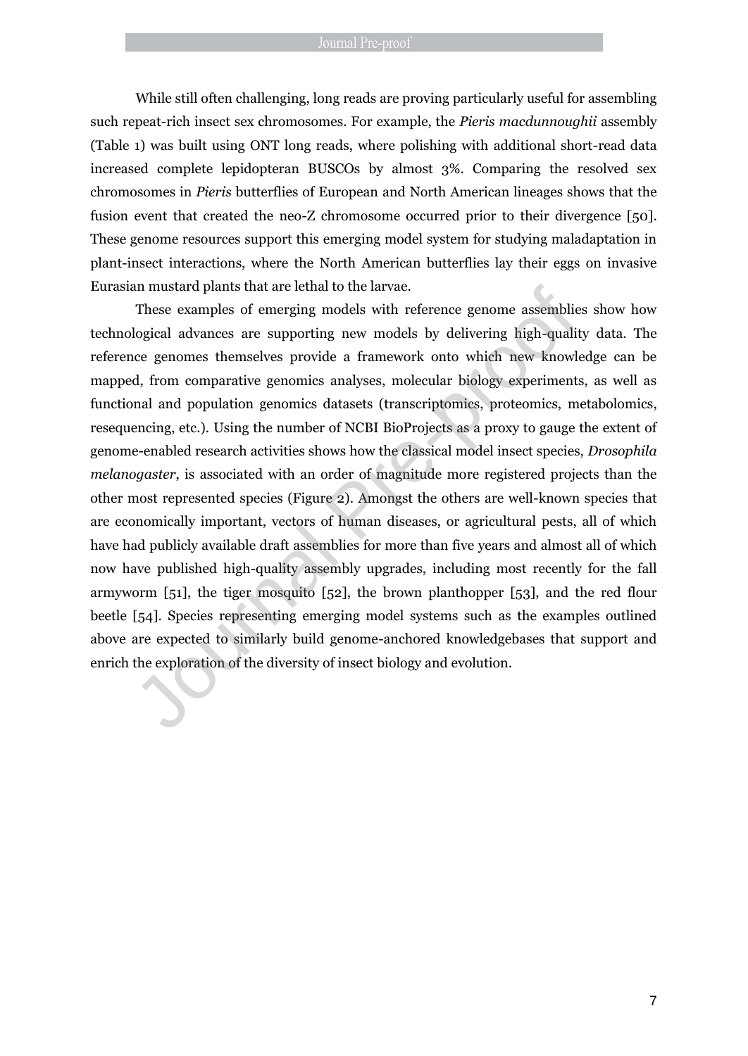While still often challenging, long reads are proving particularly useful for assembling such repeat-rich insect sex chromosomes. For example, the *Pieris macdunnoughii* assembly (Table 1) was built using ONT long reads, where polishing with additional short-read data increased complete lepidopteran BUSCOs by almost 3%. Comparing the resolved sex chromosomes in *Pieris* butterflies of European and North American lineages shows that the fusion event that created the neo-Z chromosome occurred prior to their divergence [50]. These genome resources support this emerging model system for studying maladaptation in plant-insect interactions, where the North American butterflies lay their eggs on invasive Eurasian mustard plants that are lethal to the larvae.

These examples of emerging models with reference genome assemblies show how technological advances are supporting new models by delivering high-quality data. The reference genomes themselves provide a framework onto which new knowledge can be mapped, from comparative genomics analyses, molecular biology experiments, as well as functional and population genomics datasets (transcriptomics, proteomics, metabolomics, resequencing, etc.). Using the number of NCBI BioProjects as a proxy to gauge the extent of genome-enabled research activities shows how the classical model insect species, *Drosophila melanogaster*, is associated with an order of magnitude more registered projects than the other most represented species (Figure 2). Amongst the others are well-known species that are economically important, vectors of human diseases, or agricultural pests, all of which have had publicly available draft assemblies for more than five years and almost all of which now have published high-quality assembly upgrades, including most recently for the fall armyworm [51], the tiger mosquito [52], the brown planthopper [53], and the red flour beetle [54]. Species representing emerging model systems such as the examples outlined above are expected to similarly build genome-anchored knowledgebases that support and enrich the exploration of the diversity of insect biology and evolution.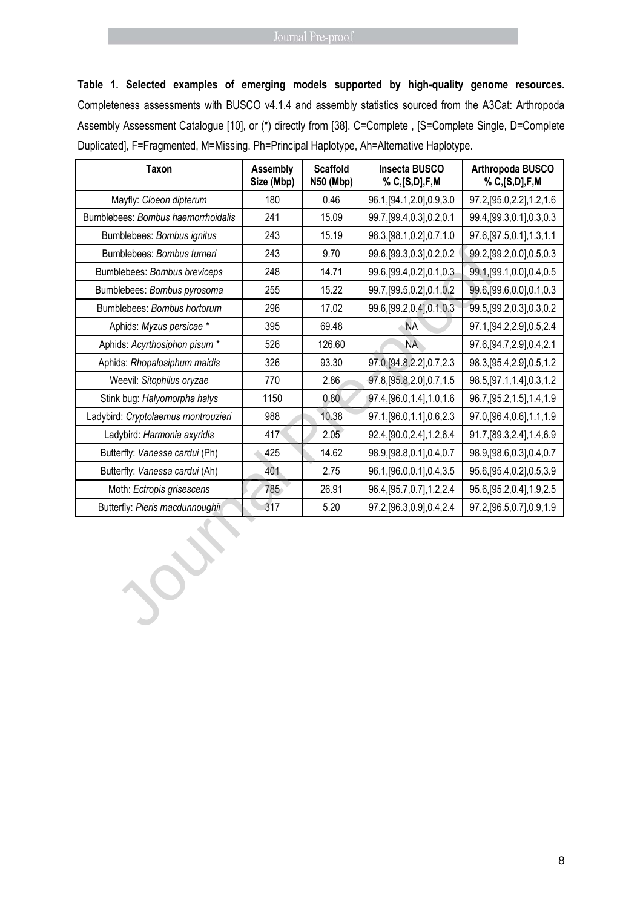**Table 1. Selected examples of emerging models supported by high-quality genome resources.** Completeness assessments with BUSCO v4.1.4 and assembly statistics sourced from the A3Cat: Arthropoda Assembly Assessment Catalogue [10], or (*) directly from [38]. C=Complete , [S=Complete Single, D=Complete Duplicated], F=Fragmented, M=Missing. Ph=Principal Haplotype, Ah=Alternative Haplotype.

| Taxon | Assembly Size (Mbp) | Scaffold N50 (Mbp) | Insecta BUSCO % C,[S,D],F,M | Arthropoda BUSCO % C,[S,D],F,M |
|---|---|---|---|---|
| Mayfly: *Cloeon dipterum* | 180 | 0.46 | 96.1,[94.1,2.0],0.9,3.0 | 97.2,[95.0,2.2],1.2,1.6 |
| Bumblebees: *Bombus haemorrhoidalis* | 241 | 15.09 | 99.7,[99.4,0.3],0.2,0.1 | 99.4,[99.3,0.1],0.3,0.3 |
| Bumblebees: *Bombus ignitus* | 243 | 15.19 | 98.3,[98.1,0.2],0.7,1.0 | 97.6,[97.5,0.1],1.3,1.1 |
| Bumblebees: *Bombus turneri* | 243 | 9.70 | 99.6,[99.3,0.3],0.2,0.2 | 99.2,[99.2,0.0],0.5,0.3 |
| Bumblebees: *Bombus breviceps* | 248 | 14.71 | 99.6,[99.4,0.2],0.1,0.3 | 99.1,[99.1,0.0],0.4,0.5 |
| Bumblebees: *Bombus pyrosoma* | 255 | 15.22 | 99.7,[99.5,0.2],0.1,0.2 | 99.6,[99.6,0.0],0.1,0.3 |
| Bumblebees: *Bombus hortorum* | 296 | 17.02 | 99.6,[99.2,0.4],0.1,0.3 | 99.5,[99.2,0.3],0.3,0.2 |
| Aphids: *Myzus persicae* * | 395 | 69.48 | NA | 97.1,[94.2,2.9],0.5,2.4 |
| Aphids: *Acyrthosiphon pisum* * | 526 | 126.60 | NA | 97.6,[94.7,2.9],0.4,2.1 |
| Aphids: *Rhopalosiphum maidis* | 326 | 93.30 | 97.0,[94.8,2.2],0.7,2.3 | 98.3,[95.4,2.9],0.5,1.2 |
| Weevil: *Sitophilus oryzae* | 770 | 2.86 | 97.8,[95.8,2.0],0.7,1.5 | 98.5,[97.1,1.4],0.3,1.2 |
| Stink bug: *Halyomorpha halys* | 1150 | 0.80 | 97.4,[96.0,1.4],1.0,1.6 | 96.7,[95.2,1.5],1.4,1.9 |
| Ladybird: *Cryptolaemus montrouzieri* | 988 | 10.38 | 97.1,[96.0,1.1],0.6,2.3 | 97.0,[96.4,0.6],1.1,1.9 |
| Ladybird: *Harmonia axyridis* | 417 | 2.05 | 92.4,[90.0,2.4],1.2,6.4 | 91.7,[89.3,2.4],1.4,6.9 |
| Butterfly: *Vanessa cardui* (Ph) | 425 | 14.62 | 98.9,[98.8,0.1],0.4,0.7 | 98.9,[98.6,0.3],0.4,0.7 |
| Butterfly: *Vanessa cardui* (Ah) | 401 | 2.75 | 96.1,[96.0,0.1],0.4,3.5 | 95.6,[95.4,0.2],0.5,3.9 |
| Moth: *Ectropis grisescens* | 785 | 26.91 | 96.4,[95.7,0.7],1.2,2.4 | 95.6,[95.2,0.4],1.9,2.5 |
| Butterfly: *Pieris macdunnoughii* | 317 | 5.20 | 97.2,[96.3,0.9],0.4,2.4 | 97.2,[96.5,0.7],0.9,1.9 |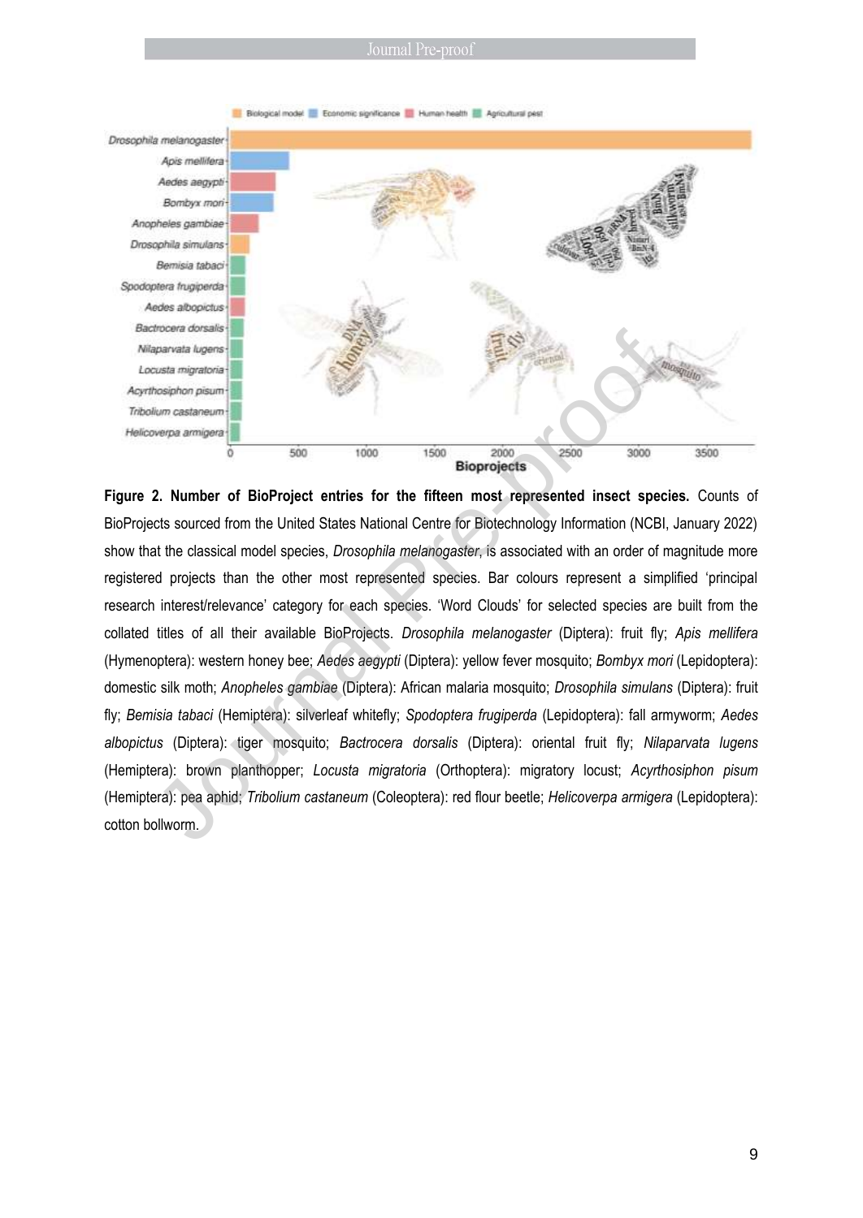Biological model Economic significance Human health Agricultural pest

Drosophila melanogaster
Apis mellifera
Aedes aegypti
Bombyx mori
Anopheles gambiae
Drosophila simulans
Bemisia tabaci
Spodoptera frugiperda
Aedes albopictus
Bactrocera dorsalis
Nilaparvata lugens
Locusta migratoria
Acyrthosiphon pisum
Tribolium castaneum
Helicoverpa armigera

0 500 1000 1500 2000 2500 3000 3500

Bioprojects

**Figure 2. Number of BioProject entries for the fifteen most represented insect species.** Counts of BioProjects sourced from the United States National Centre for Biotechnology Information (NCBI, January 2022) show that the classical model species, *Drosophila melanogaster*, is associated with an order of magnitude more registered projects than the other most represented species. Bar colours represent a simplified 'principal research interest/relevance' category for each species. 'Word Clouds' for selected species are built from the collated titles of all their available BioProjects. *Drosophila melanogaster* (Diptera): fruit fly; *Apis mellifera* (Hymenoptera): western honey bee; *Aedes aegypti* (Diptera): yellow fever mosquito; *Bombyx mori* (Lepidoptera): domestic silk moth; *Anopheles gambiae* (Diptera): African malaria mosquito; *Drosophila simulans* (Diptera): fruit fly; *Bemisia tabaci* (Hemiptera): silverleaf whitefly; *Spodoptera frugiperda* (Lepidoptera): fall armyworm; *Aedes albopictus* (Diptera): tiger mosquito; *Bactrocera dorsalis* (Diptera): oriental fruit fly; *Nilaparvata lugens* (Hemiptera): brown planthopper; *Locusta migratoria* (Orthoptera): migratory locust; *Acyrthosiphon pisum* (Hemiptera): pea aphid; *Tribolium castaneum* (Coleoptera): red flour beetle; *Helicoverpa armigera* (Lepidoptera): cotton bollworm.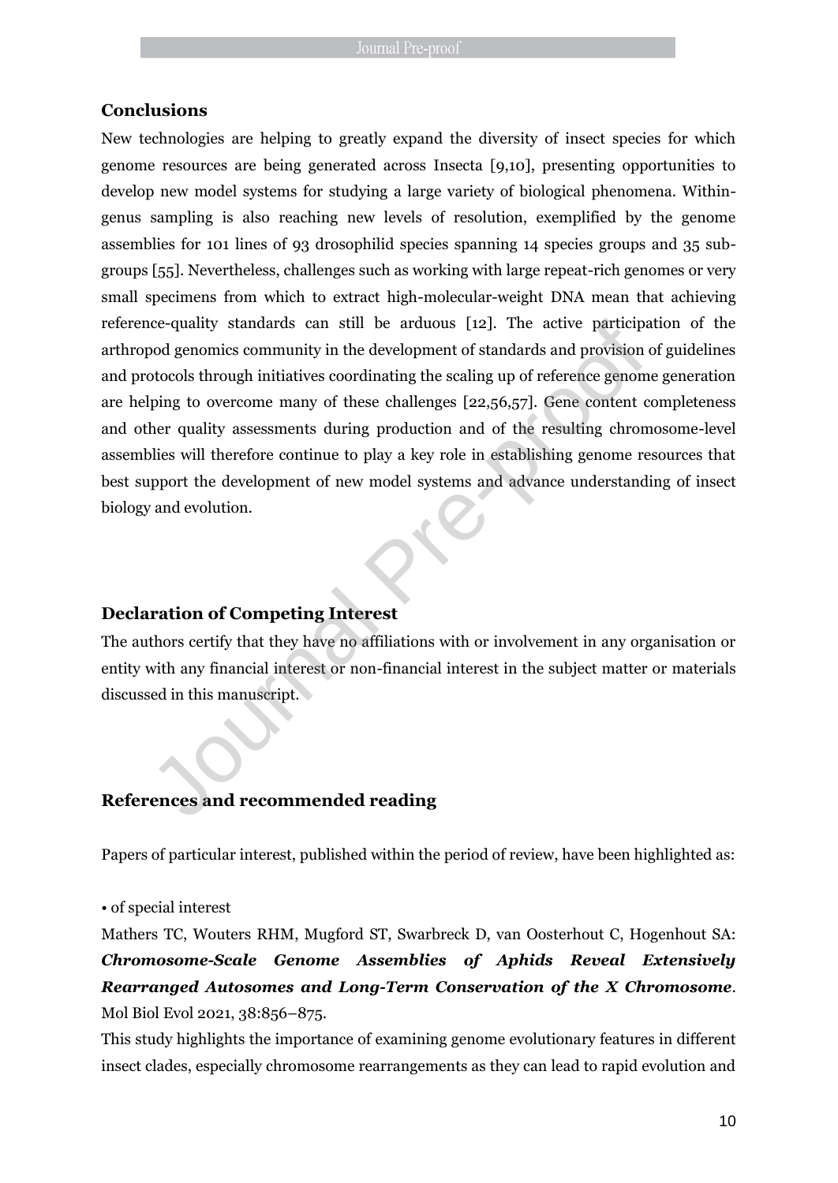## Conclusions

New technologies are helping to greatly expand the diversity of insect species for which genome resources are being generated across Insecta [9,10], presenting opportunities to develop new model systems for studying a large variety of biological phenomena. Within-genus sampling is also reaching new levels of resolution, exemplified by the genome assemblies for 101 lines of 93 drosophilid species spanning 14 species groups and 35 sub-groups [55]. Nevertheless, challenges such as working with large repeat-rich genomes or very small specimens from which to extract high-molecular-weight DNA mean that achieving reference-quality standards can still be arduous [12]. The active participation of the arthropod genomics community in the development of standards and provision of guidelines and protocols through initiatives coordinating the scaling up of reference genome generation are helping to overcome many of these challenges [22,56,57]. Gene content completeness and other quality assessments during production and of the resulting chromosome-level assemblies will therefore continue to play a key role in establishing genome resources that best support the development of new model systems and advance understanding of insect biology and evolution.

## Declaration of Competing Interest

The authors certify that they have no affiliations with or involvement in any organisation or entity with any financial interest or non-financial interest in the subject matter or materials discussed in this manuscript.

## References and recommended reading

Papers of particular interest, published within the period of review, have been highlighted as:

• of special interest

Mathers TC, Wouters RHM, Mugford ST, Swarbreck D, van Oosterhout C, Hogenhout SA: ***Chromosome-Scale Genome Assemblies of Aphids Reveal Extensively Rearranged Autosomes and Long-Term Conservation of the X Chromosome***. Mol Biol Evol 2021, 38:856–875.

This study highlights the importance of examining genome evolutionary features in different insect clades, especially chromosome rearrangements as they can lead to rapid evolution and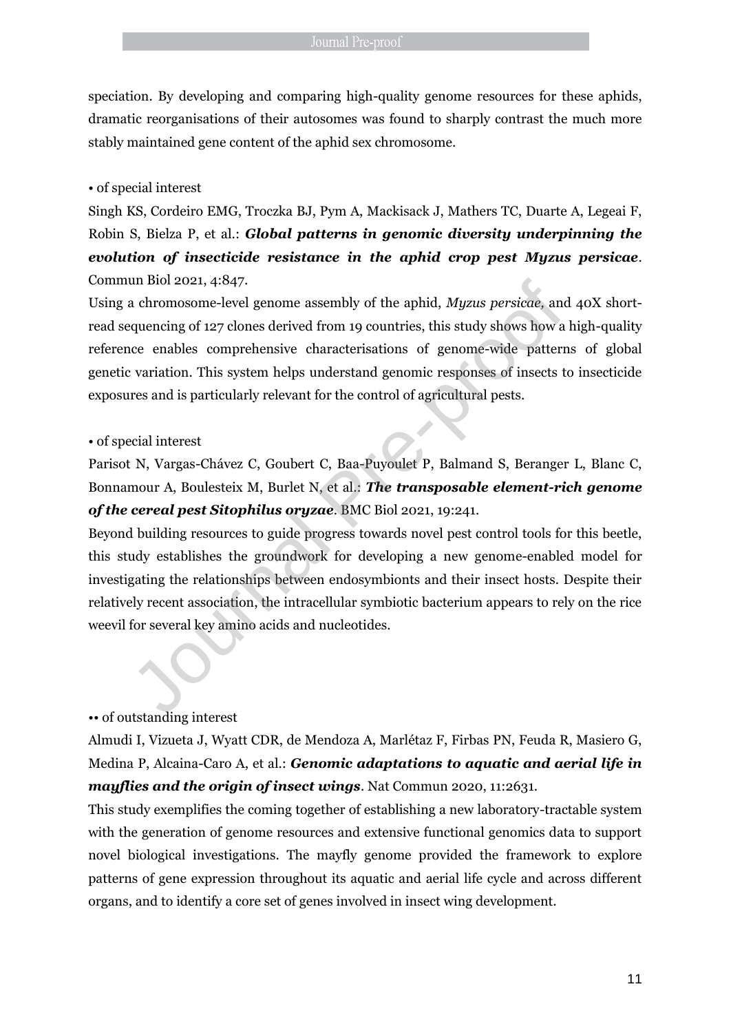speciation. By developing and comparing high-quality genome resources for these aphids, dramatic reorganisations of their autosomes was found to sharply contrast the much more stably maintained gene content of the aphid sex chromosome.

• of special interest

Singh KS, Cordeiro EMG, Troczka BJ, Pym A, Mackisack J, Mathers TC, Duarte A, Legeai F, Robin S, Bielza P, et al.: ***Global patterns in genomic diversity underpinning the evolution of insecticide resistance in the aphid crop pest Myzus persicae***. Commun Biol 2021, 4:847.

Using a chromosome-level genome assembly of the aphid, *Myzus persicae*, and 40X short-read sequencing of 127 clones derived from 19 countries, this study shows how a high-quality reference enables comprehensive characterisations of genome-wide patterns of global genetic variation. This system helps understand genomic responses of insects to insecticide exposures and is particularly relevant for the control of agricultural pests.

• of special interest

Parisot N, Vargas-Chávez C, Goubert C, Baa-Puyoulet P, Balmand S, Beranger L, Blanc C, Bonnamour A, Boulesteix M, Burlet N, et al.: ***The transposable element-rich genome of the cereal pest Sitophilus oryzae***. BMC Biol 2021, 19:241.

Beyond building resources to guide progress towards novel pest control tools for this beetle, this study establishes the groundwork for developing a new genome-enabled model for investigating the relationships between endosymbionts and their insect hosts. Despite their relatively recent association, the intracellular symbiotic bacterium appears to rely on the rice weevil for several key amino acids and nucleotides.

•• of outstanding interest

Almudi I, Vizueta J, Wyatt CDR, de Mendoza A, Marlétaz F, Firbas PN, Feuda R, Masiero G, Medina P, Alcaina-Caro A, et al.: ***Genomic adaptations to aquatic and aerial life in mayflies and the origin of insect wings***. Nat Commun 2020, 11:2631.

This study exemplifies the coming together of establishing a new laboratory-tractable system with the generation of genome resources and extensive functional genomics data to support novel biological investigations. The mayfly genome provided the framework to explore patterns of gene expression throughout its aquatic and aerial life cycle and across different organs, and to identify a core set of genes involved in insect wing development.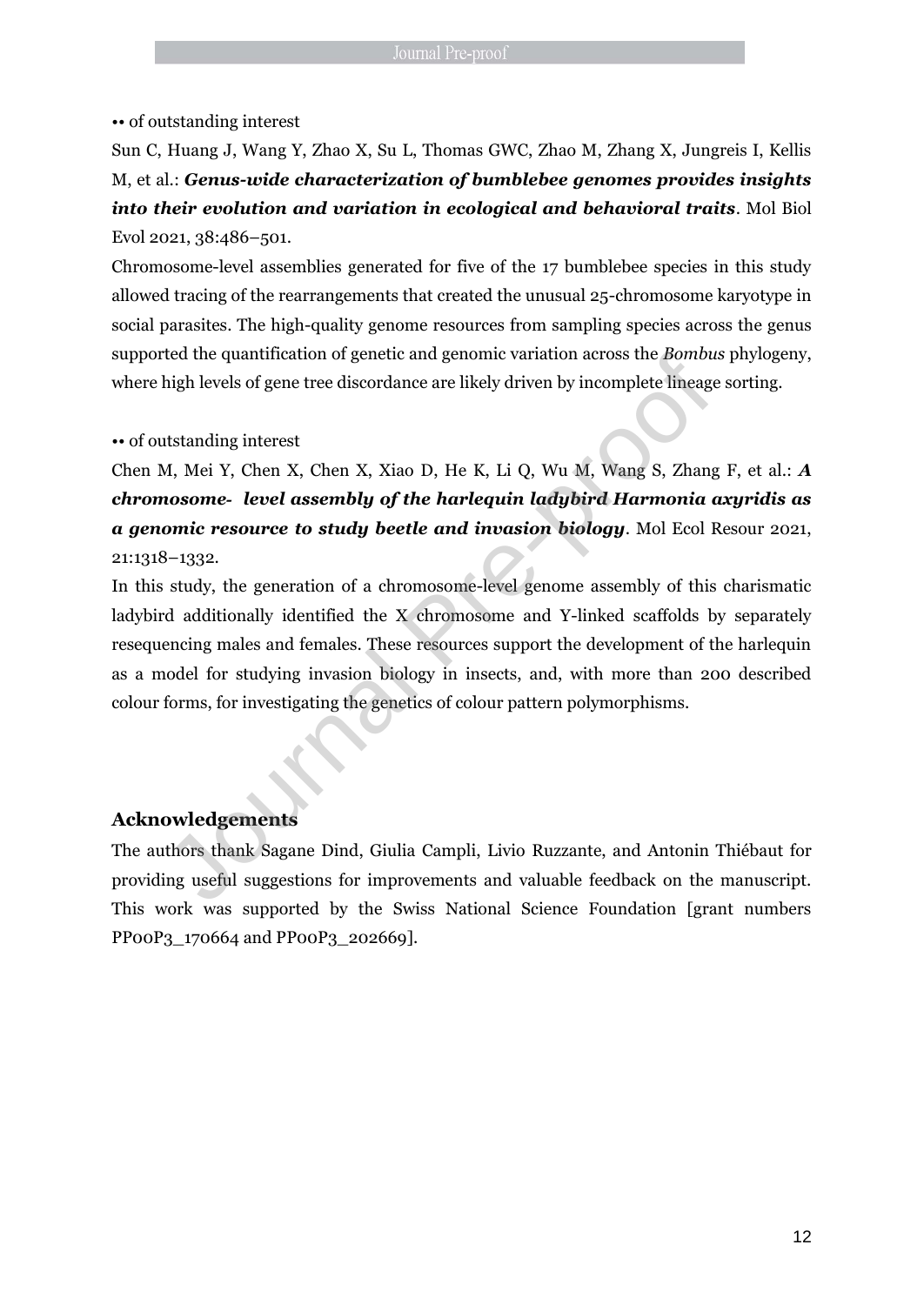•• of outstanding interest

Sun C, Huang J, Wang Y, Zhao X, Su L, Thomas GWC, Zhao M, Zhang X, Jungreis I, Kellis M, et al.: ***Genus-wide characterization of bumblebee genomes provides insights into their evolution and variation in ecological and behavioral traits***. Mol Biol Evol 2021, 38:486–501.

Chromosome-level assemblies generated for five of the 17 bumblebee species in this study allowed tracing of the rearrangements that created the unusual 25-chromosome karyotype in social parasites. The high-quality genome resources from sampling species across the genus supported the quantification of genetic and genomic variation across the *Bombus* phylogeny, where high levels of gene tree discordance are likely driven by incomplete lineage sorting.

•• of outstanding interest

Chen M, Mei Y, Chen X, Chen X, Xiao D, He K, Li Q, Wu M, Wang S, Zhang F, et al.: ***A chromosome- level assembly of the harlequin ladybird Harmonia axyridis as a genomic resource to study beetle and invasion biology***. Mol Ecol Resour 2021, 21:1318–1332.

In this study, the generation of a chromosome-level genome assembly of this charismatic ladybird additionally identified the X chromosome and Y-linked scaffolds by separately resequencing males and females. These resources support the development of the harlequin as a model for studying invasion biology in insects, and, with more than 200 described colour forms, for investigating the genetics of colour pattern polymorphisms.

## Acknowledgements

The authors thank Sagane Dind, Giulia Campli, Livio Ruzzante, and Antonin Thiébaut for providing useful suggestions for improvements and valuable feedback on the manuscript. This work was supported by the Swiss National Science Foundation [grant numbers PP00P3_170664 and PP00P3_202669].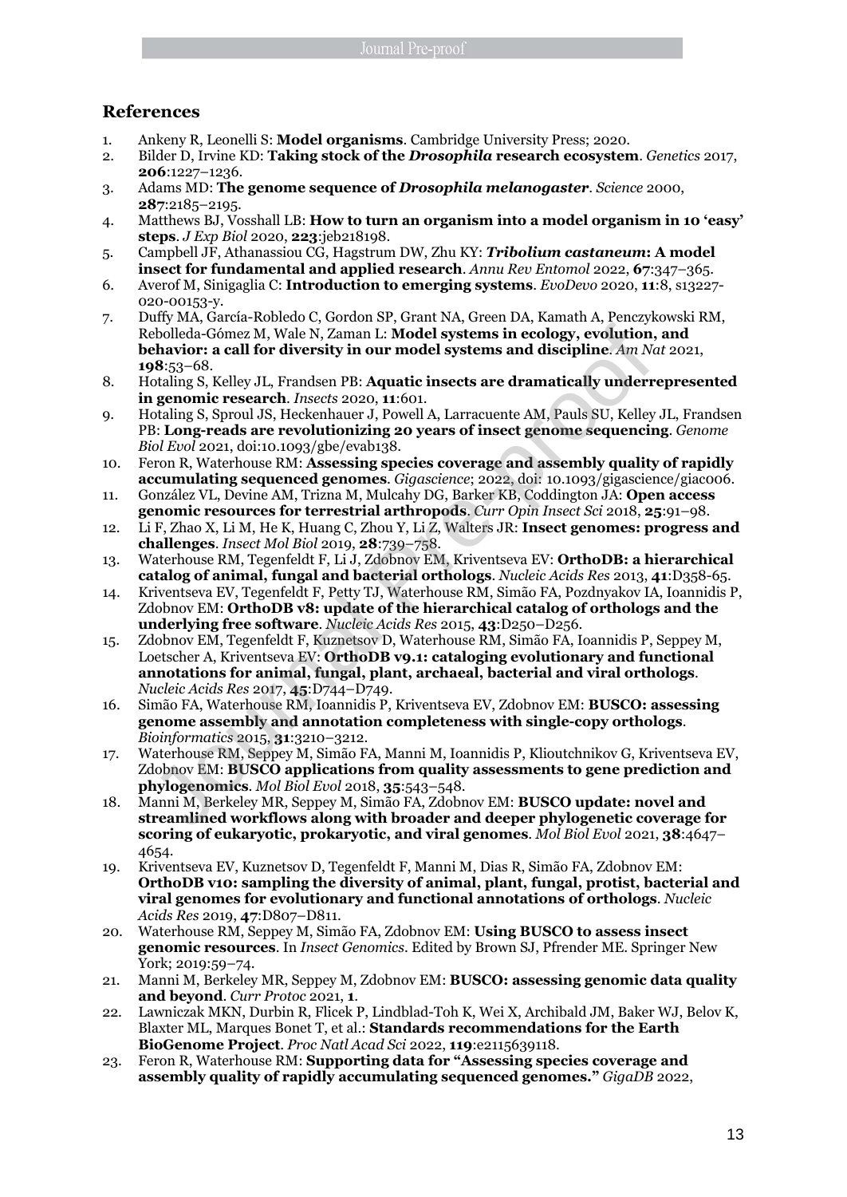## References

1. Ankeny R, Leonelli S: **Model organisms**. Cambridge University Press; 2020.
2. Bilder D, Irvine KD: **Taking stock of the *Drosophila* research ecosystem**. *Genetics* 2017, **206**:1227–1236.
3. Adams MD: **The genome sequence of *Drosophila melanogaster***. *Science* 2000, **287**:2185–2195.
4. Matthews BJ, Vosshall LB: **How to turn an organism into a model organism in 10 'easy' steps**. *J Exp Biol* 2020, **223**:jeb218198.
5. Campbell JF, Athanassiou CG, Hagstrum DW, Zhu KY: ***Tribolium castaneum*: A model insect for fundamental and applied research**. *Annu Rev Entomol* 2022, **67**:347–365.
6. Averof M, Sinigaglia C: **Introduction to emerging systems**. *EvoDevo* 2020, **11**:8, s13227-020-00153-y.
7. Duffy MA, García-Robledo C, Gordon SP, Grant NA, Green DA, Kamath A, Penczykowski RM, Rebolleda-Gómez M, Wale N, Zaman L: **Model systems in ecology, evolution, and behavior: a call for diversity in our model systems and discipline**. *Am Nat* 2021, **198**:53–68.
8. Hotaling S, Kelley JL, Frandsen PB: **Aquatic insects are dramatically underrepresented in genomic research**. *Insects* 2020, **11**:601.
9. Hotaling S, Sproul JS, Heckenhauer J, Powell A, Larracuente AM, Pauls SU, Kelley JL, Frandsen PB: **Long-reads are revolutionizing 20 years of insect genome sequencing**. *Genome Biol Evol* 2021, doi:10.1093/gbe/evab138.
10. Feron R, Waterhouse RM: **Assessing species coverage and assembly quality of rapidly accumulating sequenced genomes**. *Gigascience*; 2022, doi: 10.1093/gigascience/giac006.
11. González VL, Devine AM, Trizna M, Mulcahy DG, Barker KB, Coddington JA: **Open access genomic resources for terrestrial arthropods**. *Curr Opin Insect Sci* 2018, **25**:91–98.
12. Li F, Zhao X, Li M, He K, Huang C, Zhou Y, Li Z, Walters JR: **Insect genomes: progress and challenges**. *Insect Mol Biol* 2019, **28**:739–758.
13. Waterhouse RM, Tegenfeldt F, Li J, Zdobnov EM, Kriventseva EV: **OrthoDB: a hierarchical catalog of animal, fungal and bacterial orthologs**. *Nucleic Acids Res* 2013, **41**:D358-65.
14. Kriventseva EV, Tegenfeldt F, Petty TJ, Waterhouse RM, Simão FA, Pozdnyakov IA, Ioannidis P, Zdobnov EM: **OrthoDB v8: update of the hierarchical catalog of orthologs and the underlying free software**. *Nucleic Acids Res* 2015, **43**:D250–D256.
15. Zdobnov EM, Tegenfeldt F, Kuznetsov D, Waterhouse RM, Simão FA, Ioannidis P, Seppey M, Loetscher A, Kriventseva EV: **OrthoDB v9.1: cataloging evolutionary and functional annotations for animal, fungal, plant, archaeal, bacterial and viral orthologs**. *Nucleic Acids Res* 2017, **45**:D744–D749.
16. Simão FA, Waterhouse RM, Ioannidis P, Kriventseva EV, Zdobnov EM: **BUSCO: assessing genome assembly and annotation completeness with single-copy orthologs**. *Bioinformatics* 2015, **31**:3210–3212.
17. Waterhouse RM, Seppey M, Simão FA, Manni M, Ioannidis P, Klioutchnikov G, Kriventseva EV, Zdobnov EM: **BUSCO applications from quality assessments to gene prediction and phylogenomics**. *Mol Biol Evol* 2018, **35**:543–548.
18. Manni M, Berkeley MR, Seppey M, Simão FA, Zdobnov EM: **BUSCO update: novel and streamlined workflows along with broader and deeper phylogenetic coverage for scoring of eukaryotic, prokaryotic, and viral genomes**. *Mol Biol Evol* 2021, **38**:4647–4654.
19. Kriventseva EV, Kuznetsov D, Tegenfeldt F, Manni M, Dias R, Simão FA, Zdobnov EM: **OrthoDB v10: sampling the diversity of animal, plant, fungal, protist, bacterial and viral genomes for evolutionary and functional annotations of orthologs**. *Nucleic Acids Res* 2019, **47**:D807–D811.
20. Waterhouse RM, Seppey M, Simão FA, Zdobnov EM: **Using BUSCO to assess insect genomic resources**. In *Insect Genomics*. Edited by Brown SJ, Pfrender ME. Springer New York; 2019:59–74.
21. Manni M, Berkeley MR, Seppey M, Zdobnov EM: **BUSCO: assessing genomic data quality and beyond**. *Curr Protoc* 2021, **1**.
22. Lawniczak MKN, Durbin R, Flicek P, Lindblad-Toh K, Wei X, Archibald JM, Baker WJ, Belov K, Blaxter ML, Marques Bonet T, et al.: **Standards recommendations for the Earth BioGenome Project**. *Proc Natl Acad Sci* 2022, **119**:e2115639118.
23. Feron R, Waterhouse RM: **Supporting data for "Assessing species coverage and assembly quality of rapidly accumulating sequenced genomes."** *GigaDB* 2022,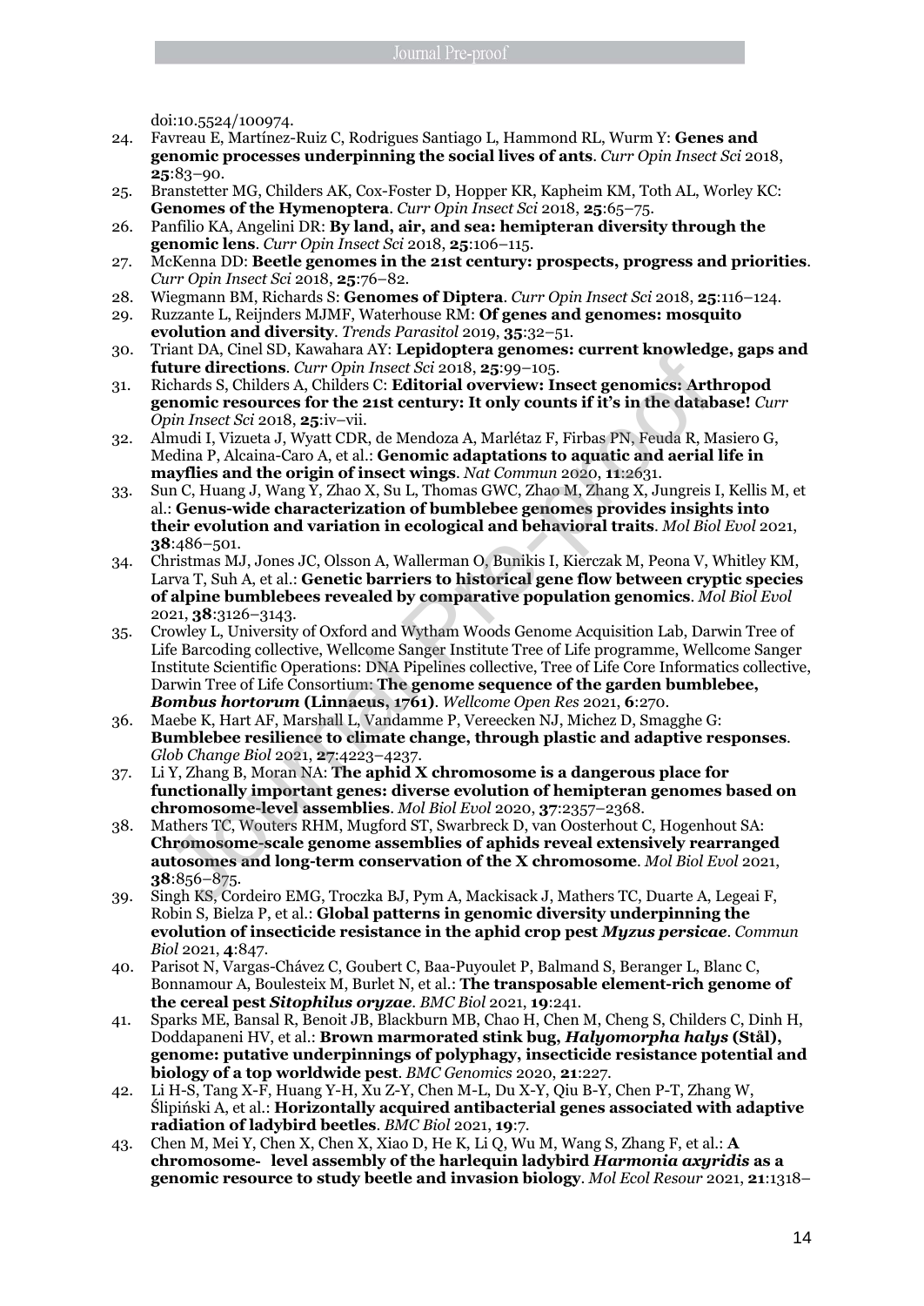doi:10.5524/100974.

24. Favreau E, Martínez-Ruiz C, Rodrigues Santiago L, Hammond RL, Wurm Y: **Genes and genomic processes underpinning the social lives of ants**. *Curr Opin Insect Sci* 2018, **25**:83–90.
25. Branstetter MG, Childers AK, Cox-Foster D, Hopper KR, Kapheim KM, Toth AL, Worley KC: **Genomes of the Hymenoptera**. *Curr Opin Insect Sci* 2018, **25**:65–75.
26. Panfilio KA, Angelini DR: **By land, air, and sea: hemipteran diversity through the genomic lens**. *Curr Opin Insect Sci* 2018, **25**:106–115.
27. McKenna DD: **Beetle genomes in the 21st century: prospects, progress and priorities**. *Curr Opin Insect Sci* 2018, **25**:76–82.
28. Wiegmann BM, Richards S: **Genomes of Diptera**. *Curr Opin Insect Sci* 2018, **25**:116–124.
29. Ruzzante L, Reijnders MJMF, Waterhouse RM: **Of genes and genomes: mosquito evolution and diversity**. *Trends Parasitol* 2019, **35**:32–51.
30. Triant DA, Cinel SD, Kawahara AY: **Lepidoptera genomes: current knowledge, gaps and future directions**. *Curr Opin Insect Sci* 2018, **25**:99–105.
31. Richards S, Childers A, Childers C: **Editorial overview: Insect genomics: Arthropod genomic resources for the 21st century: It only counts if it's in the database!** *Curr Opin Insect Sci* 2018, **25**:iv–vii.
32. Almudi I, Vizueta J, Wyatt CDR, de Mendoza A, Marlétaz F, Firbas PN, Feuda R, Masiero G, Medina P, Alcaina-Caro A, et al.: **Genomic adaptations to aquatic and aerial life in mayflies and the origin of insect wings**. *Nat Commun* 2020, **11**:2631.
33. Sun C, Huang J, Wang Y, Zhao X, Su L, Thomas GWC, Zhao M, Zhang X, Jungreis I, Kellis M, et al.: **Genus-wide characterization of bumblebee genomes provides insights into their evolution and variation in ecological and behavioral traits**. *Mol Biol Evol* 2021, **38**:486–501.
34. Christmas MJ, Jones JC, Olsson A, Wallerman O, Bunikis I, Kierczak M, Peona V, Whitley KM, Larva T, Suh A, et al.: **Genetic barriers to historical gene flow between cryptic species of alpine bumblebees revealed by comparative population genomics**. *Mol Biol Evol* 2021, **38**:3126–3143.
35. Crowley L, University of Oxford and Wytham Woods Genome Acquisition Lab, Darwin Tree of Life Barcoding collective, Wellcome Sanger Institute Tree of Life programme, Wellcome Sanger Institute Scientific Operations: DNA Pipelines collective, Tree of Life Core Informatics collective, Darwin Tree of Life Consortium: **The genome sequence of the garden bumblebee, *Bombus hortorum* (Linnaeus, 1761)**. *Wellcome Open Res* 2021, **6**:270.
36. Maebe K, Hart AF, Marshall L, Vandamme P, Vereecken NJ, Michez D, Smagghe G: **Bumblebee resilience to climate change, through plastic and adaptive responses**. *Glob Change Biol* 2021, **27**:4223–4237.
37. Li Y, Zhang B, Moran NA: **The aphid X chromosome is a dangerous place for functionally important genes: diverse evolution of hemipteran genomes based on chromosome-level assemblies**. *Mol Biol Evol* 2020, **37**:2357–2368.
38. Mathers TC, Wouters RHM, Mugford ST, Swarbreck D, van Oosterhout C, Hogenhout SA: **Chromosome-scale genome assemblies of aphids reveal extensively rearranged autosomes and long-term conservation of the X chromosome**. *Mol Biol Evol* 2021, **38**:856–875.
39. Singh KS, Cordeiro EMG, Troczka BJ, Pym A, Mackisack J, Mathers TC, Duarte A, Legeai F, Robin S, Bielza P, et al.: **Global patterns in genomic diversity underpinning the evolution of insecticide resistance in the aphid crop pest *Myzus persicae***. *Commun Biol* 2021, **4**:847.
40. Parisot N, Vargas-Chávez C, Goubert C, Baa-Puyoulet P, Balmand S, Beranger L, Blanc C, Bonnamour A, Boulesteix M, Burlet N, et al.: **The transposable element-rich genome of the cereal pest *Sitophilus oryzae***. *BMC Biol* 2021, **19**:241.
41. Sparks ME, Bansal R, Benoit JB, Blackburn MB, Chao H, Chen M, Cheng S, Childers C, Dinh H, Doddapaneni HV, et al.: **Brown marmorated stink bug, *Halyomorpha halys* (Stål), genome: putative underpinnings of polyphagy, insecticide resistance potential and biology of a top worldwide pest**. *BMC Genomics* 2020, **21**:227.
42. Li H-S, Tang X-F, Huang Y-H, Xu Z-Y, Chen M-L, Du X-Y, Qiu B-Y, Chen P-T, Zhang W, Ślipiński A, et al.: **Horizontally acquired antibacterial genes associated with adaptive radiation of ladybird beetles**. *BMC Biol* 2021, **19**:7.
43. Chen M, Mei Y, Chen X, Chen X, Xiao D, He K, Li Q, Wu M, Wang S, Zhang F, et al.: **A chromosome- level assembly of the harlequin ladybird *Harmonia axyridis* as a genomic resource to study beetle and invasion biology**. *Mol Ecol Resour* 2021, **21**:1318–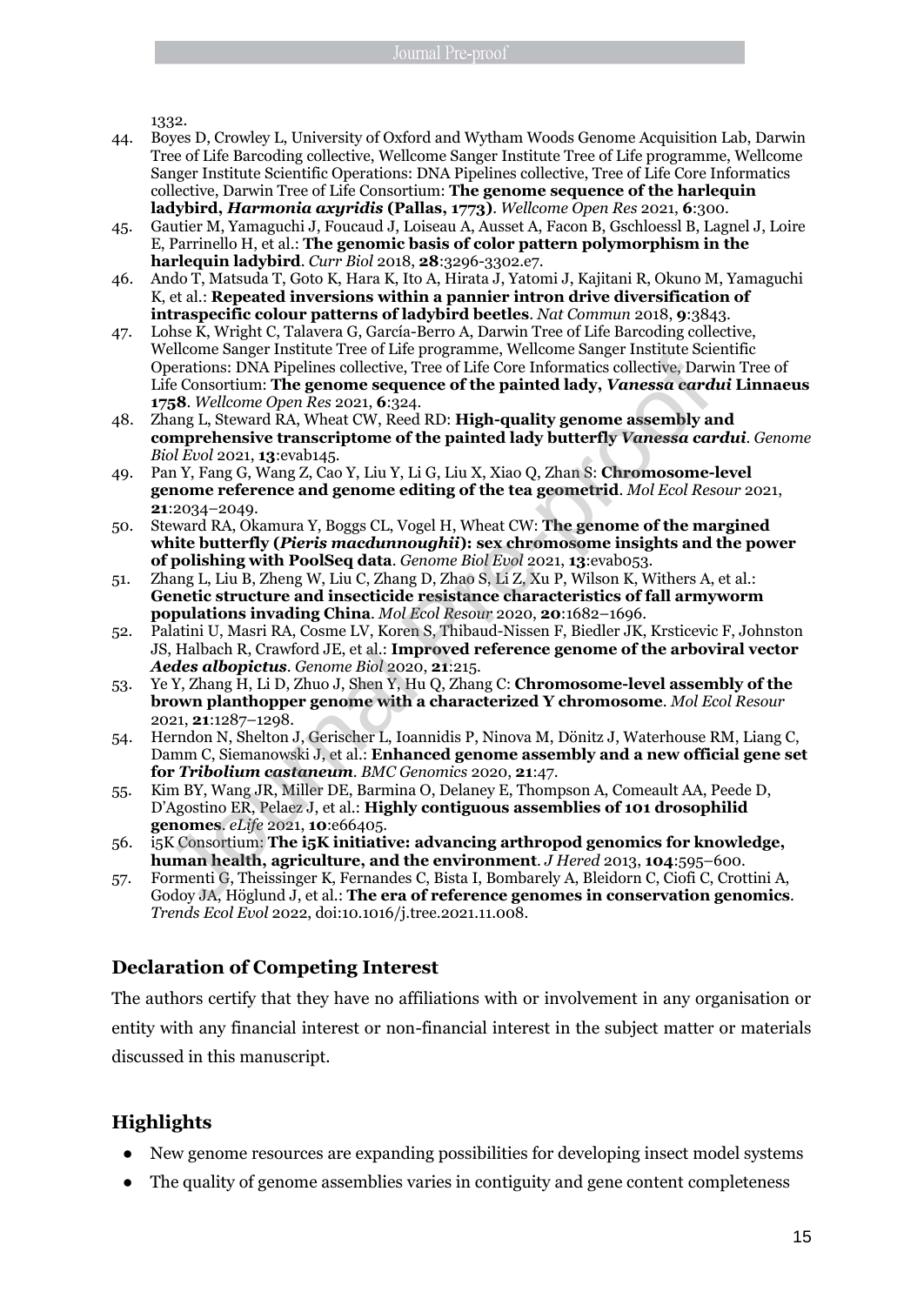1332.

44. Boyes D, Crowley L, University of Oxford and Wytham Woods Genome Acquisition Lab, Darwin Tree of Life Barcoding collective, Wellcome Sanger Institute Tree of Life programme, Wellcome Sanger Institute Scientific Operations: DNA Pipelines collective, Tree of Life Core Informatics collective, Darwin Tree of Life Consortium: **The genome sequence of the harlequin ladybird, *Harmonia axyridis* (Pallas, 1773)**. *Wellcome Open Res* 2021, **6**:300.
45. Gautier M, Yamaguchi J, Foucaud J, Loiseau A, Ausset A, Facon B, Gschloessl B, Lagnel J, Loire E, Parrinello H, et al.: **The genomic basis of color pattern polymorphism in the harlequin ladybird**. *Curr Biol* 2018, **28**:3296-3302.e7.
46. Ando T, Matsuda T, Goto K, Hara K, Ito A, Hirata J, Yatomi J, Kajitani R, Okuno M, Yamaguchi K, et al.: **Repeated inversions within a pannier intron drive diversification of intraspecific colour patterns of ladybird beetles**. *Nat Commun* 2018, **9**:3843.
47. Lohse K, Wright C, Talavera G, García-Berro A, Darwin Tree of Life Barcoding collective, Wellcome Sanger Institute Tree of Life programme, Wellcome Sanger Institute Scientific Operations: DNA Pipelines collective, Tree of Life Core Informatics collective, Darwin Tree of Life Consortium: **The genome sequence of the painted lady, *Vanessa cardui* Linnaeus 1758**. *Wellcome Open Res* 2021, **6**:324.
48. Zhang L, Steward RA, Wheat CW, Reed RD: **High-quality genome assembly and comprehensive transcriptome of the painted lady butterfly *Vanessa cardui***. *Genome Biol Evol* 2021, **13**:evab145.
49. Pan Y, Fang G, Wang Z, Cao Y, Liu Y, Li G, Liu X, Xiao Q, Zhan S: **Chromosome-level genome reference and genome editing of the tea geometrid**. *Mol Ecol Resour* 2021, **21**:2034–2049.
50. Steward RA, Okamura Y, Boggs CL, Vogel H, Wheat CW: **The genome of the margined white butterfly (*Pieris macdunnoughii*): sex chromosome insights and the power of polishing with PoolSeq data**. *Genome Biol Evol* 2021, **13**:evab053.
51. Zhang L, Liu B, Zheng W, Liu C, Zhang D, Zhao S, Li Z, Xu P, Wilson K, Withers A, et al.: **Genetic structure and insecticide resistance characteristics of fall armyworm populations invading China**. *Mol Ecol Resour* 2020, **20**:1682–1696.
52. Palatini U, Masri RA, Cosme LV, Koren S, Thibaud-Nissen F, Biedler JK, Krsticevic F, Johnston JS, Halbach R, Crawford JE, et al.: **Improved reference genome of the arboviral vector *Aedes albopictus***. *Genome Biol* 2020, **21**:215.
53. Ye Y, Zhang H, Li D, Zhuo J, Shen Y, Hu Q, Zhang C: **Chromosome-level assembly of the brown planthopper genome with a characterized Y chromosome**. *Mol Ecol Resour* 2021, **21**:1287–1298.
54. Herndon N, Shelton J, Gerischer L, Ioannidis P, Ninova M, Dönitz J, Waterhouse RM, Liang C, Damm C, Siemanowski J, et al.: **Enhanced genome assembly and a new official gene set for *Tribolium castaneum***. *BMC Genomics* 2020, **21**:47.
55. Kim BY, Wang JR, Miller DE, Barmina O, Delaney E, Thompson A, Comeault AA, Peede D, D'Agostino ER, Pelaez J, et al.: **Highly contiguous assemblies of 101 drosophilid genomes**. *eLife* 2021, **10**:e66405.
56. i5K Consortium: **The i5K initiative: advancing arthropod genomics for knowledge, human health, agriculture, and the environment**. *J Hered* 2013, **104**:595–600.
57. Formenti G, Theissinger K, Fernandes C, Bista I, Bombarely A, Bleidorn C, Ciofi C, Crottini A, Godoy JA, Höglund J, et al.: **The era of reference genomes in conservation genomics**. *Trends Ecol Evol* 2022, doi:10.1016/j.tree.2021.11.008.

## Declaration of Competing Interest

The authors certify that they have no affiliations with or involvement in any organisation or entity with any financial interest or non-financial interest in the subject matter or materials discussed in this manuscript.

## Highlights

- New genome resources are expanding possibilities for developing insect model systems
- The quality of genome assemblies varies in contiguity and gene content completeness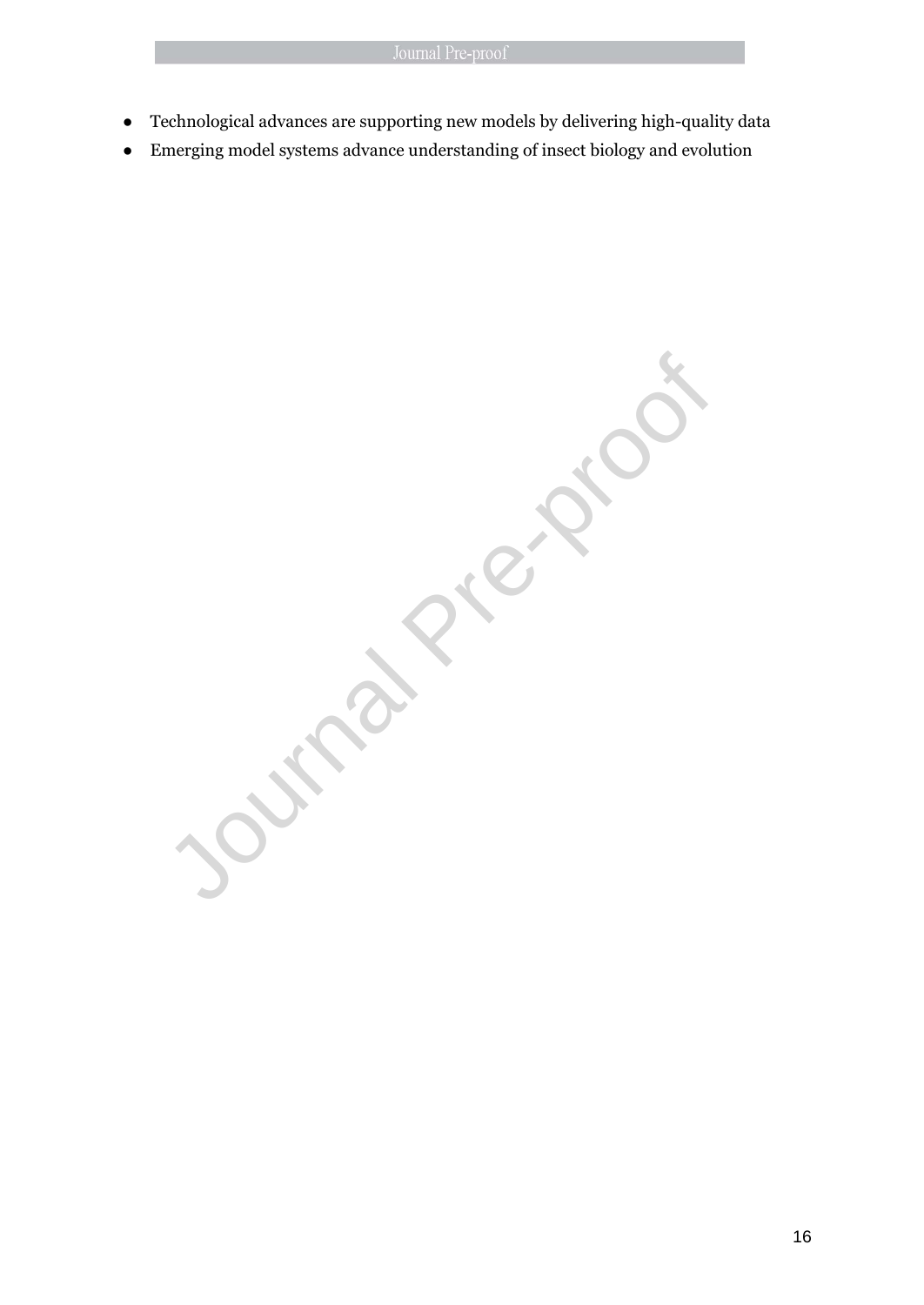- Technological advances are supporting new models by delivering high-quality data
- Emerging model systems advance understanding of insect biology and evolution